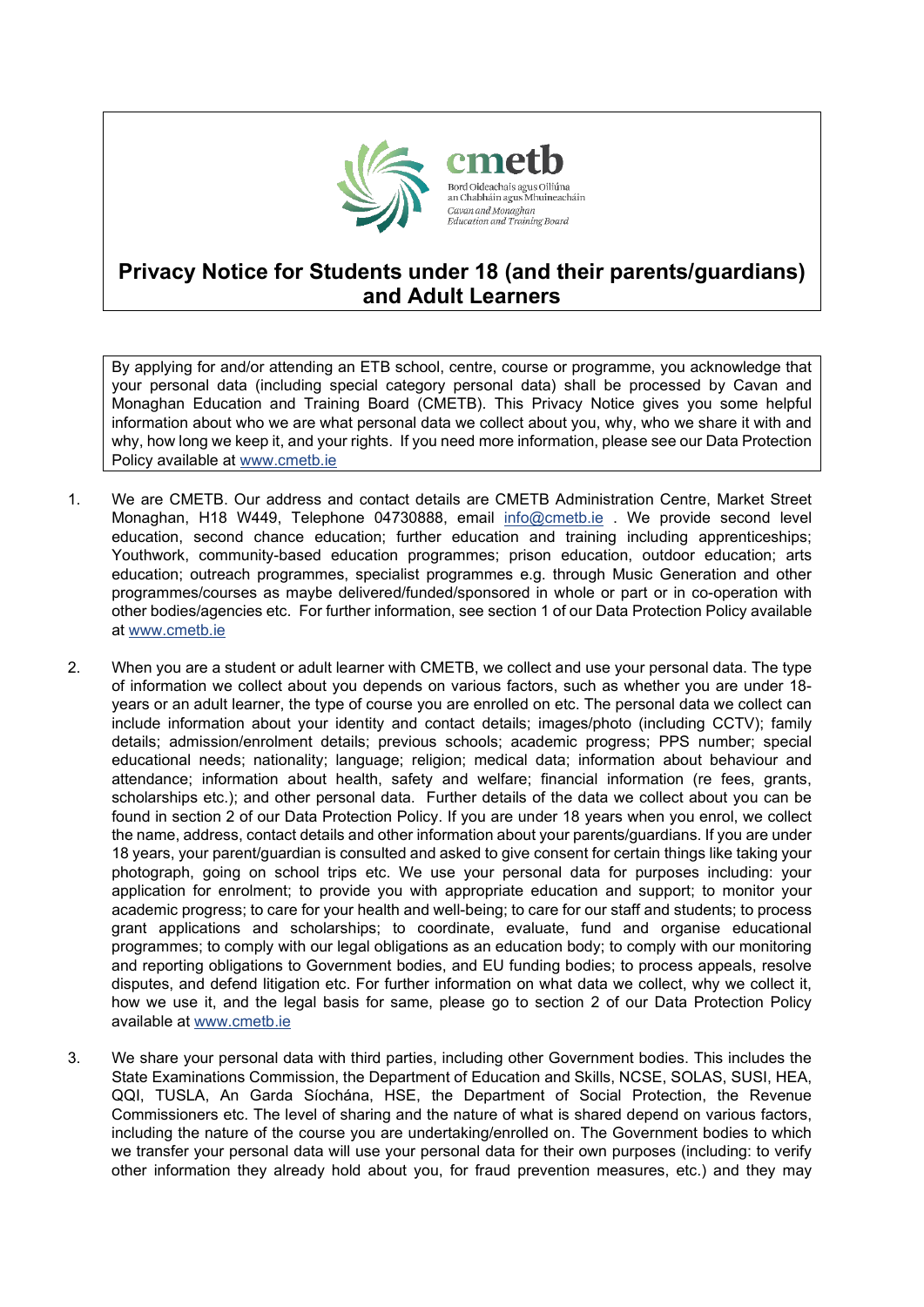cmetb

Bord Oideachais agus Oiliúna an Chabháin agus Mhuineacháin

*Cavan and Monaghan Education and Training Board*

# Privacy Notice for Students under 18 (and their parents/guardians) and Adult Learners

By applying for and/or attending an ETB school, centre, course or programme, you acknowledge that your personal data (including special category personal data) shall be processed by Cavan and Monaghan Education and Training Board (CMETB). This Privacy Notice gives you some helpful information about who we are what personal data we collect about you, why, who we share it with and why, how long we keep it, and your rights. If you need more information, please see our Data Protection Policy available at www.cmetb.ie

1. We are CMETB. Our address and contact details are CMETB Administration Centre, Market Street Monaghan, H18 W449, Telephone 04730888, email info@cmetb.ie . We provide second level education, second chance education; further education and training including apprenticeships; Youthwork, community-based education programmes; prison education, outdoor education; arts education; outreach programmes, specialist programmes e.g. through Music Generation and other programmes/courses as maybe delivered/funded/sponsored in whole or part or in co-operation with other bodies/agencies etc. For further information, see section 1 of our Data Protection Policy available at www.cmetb.ie

2. When you are a student or adult learner with CMETB, we collect and use your personal data. The type of information we collect about you depends on various factors, such as whether you are under 18-years or an adult learner, the type of course you are enrolled on etc. The personal data we collect can include information about your identity and contact details; images/photo (including CCTV); family details; admission/enrolment details; previous schools; academic progress; PPS number; special educational needs; nationality; language; religion; medical data; information about behaviour and attendance; information about health, safety and welfare; financial information (re fees, grants, scholarships etc.); and other personal data. Further details of the data we collect about you can be found in section 2 of our Data Protection Policy. If you are under 18 years when you enrol, we collect the name, address, contact details and other information about your parents/guardians. If you are under 18 years, your parent/guardian is consulted and asked to give consent for certain things like taking your photograph, going on school trips etc. We use your personal data for purposes including: your application for enrolment; to provide you with appropriate education and support; to monitor your academic progress; to care for your health and well-being; to care for our staff and students; to process grant applications and scholarships; to coordinate, evaluate, fund and organise educational programmes; to comply with our legal obligations as an education body; to comply with our monitoring and reporting obligations to Government bodies, and EU funding bodies; to process appeals, resolve disputes, and defend litigation etc. For further information on what data we collect, why we collect it, how we use it, and the legal basis for same, please go to section 2 of our Data Protection Policy available at www.cmetb.ie

3. We share your personal data with third parties, including other Government bodies. This includes the State Examinations Commission, the Department of Education and Skills, NCSE, SOLAS, SUSI, HEA, QQI, TUSLA, An Garda Síochána, HSE, the Department of Social Protection, the Revenue Commissioners etc. The level of sharing and the nature of what is shared depend on various factors, including the nature of the course you are undertaking/enrolled on. The Government bodies to which we transfer your personal data will use your personal data for their own purposes (including: to verify other information they already hold about you, for fraud prevention measures, etc.) and they may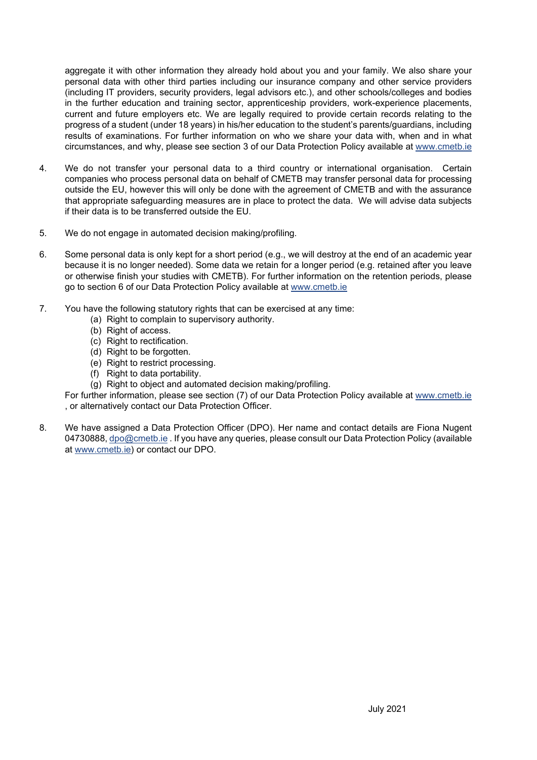aggregate it with other information they already hold about you and your family. We also share your personal data with other third parties including our insurance company and other service providers (including IT providers, security providers, legal advisors etc.), and other schools/colleges and bodies in the further education and training sector, apprenticeship providers, work-experience placements, current and future employers etc. We are legally required to provide certain records relating to the progress of a student (under 18 years) in his/her education to the student's parents/guardians, including results of examinations. For further information on who we share your data with, when and in what circumstances, and why, please see section 3 of our Data Protection Policy available at www.cmetb.ie

4. We do not transfer your personal data to a third country or international organisation. Certain companies who process personal data on behalf of CMETB may transfer personal data for processing outside the EU, however this will only be done with the agreement of CMETB and with the assurance that appropriate safeguarding measures are in place to protect the data. We will advise data subjects if their data is to be transferred outside the EU.

5. We do not engage in automated decision making/profiling.

6. Some personal data is only kept for a short period (e.g., we will destroy at the end of an academic year because it is no longer needed). Some data we retain for a longer period (e.g. retained after you leave or otherwise finish your studies with CMETB). For further information on the retention periods, please go to section 6 of our Data Protection Policy available at www.cmetb.ie

7. You have the following statutory rights that can be exercised at any time:
   (a) Right to complain to supervisory authority.
   (b) Right of access.
   (c) Right to rectification.
   (d) Right to be forgotten.
   (e) Right to restrict processing.
   (f) Right to data portability.
   (g) Right to object and automated decision making/profiling.

   For further information, please see section (7) of our Data Protection Policy available at www.cmetb.ie , or alternatively contact our Data Protection Officer.

8. We have assigned a Data Protection Officer (DPO). Her name and contact details are Fiona Nugent 04730888, dpo@cmetb.ie . If you have any queries, please consult our Data Protection Policy (available at www.cmetb.ie) or contact our DPO.

July 2021